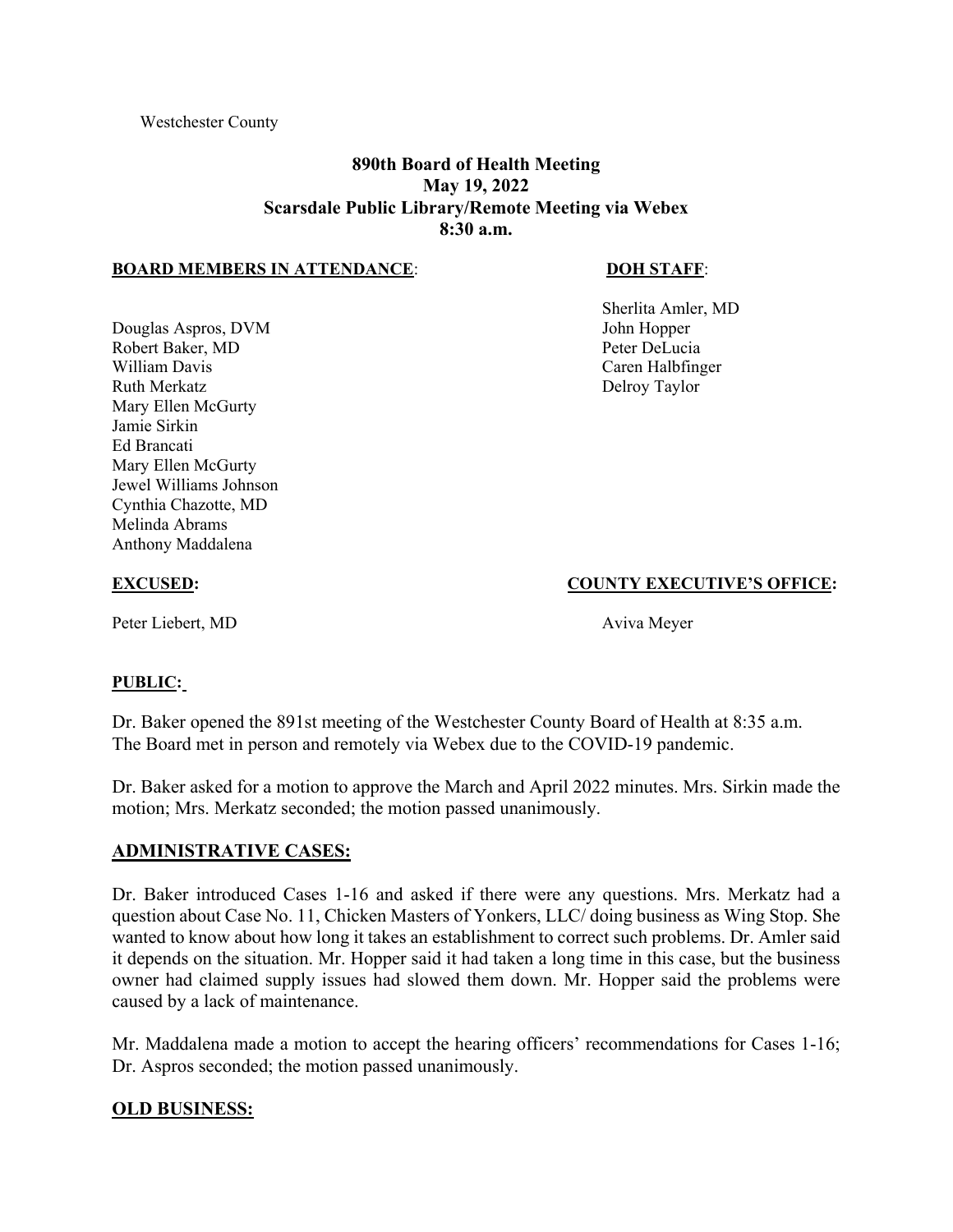Westchester County

**890th Board of Health Meeting**
**May 19, 2022**
**Scarsdale Public Library/Remote Meeting via Webex**
**8:30 a.m.**

**BOARD MEMBERS IN ATTENDANCE**:

Douglas Aspros, DVM
Robert Baker, MD
William Davis
Ruth Merkatz
Mary Ellen McGurty
Jamie Sirkin
Ed Brancati
Mary Ellen McGurty
Jewel Williams Johnson
Cynthia Chazotte, MD
Melinda Abrams
Anthony Maddalena

**DOH STAFF**:

Sherlita Amler, MD
John Hopper
Peter DeLucia
Caren Halbfinger
Delroy Taylor

**EXCUSED:**

Peter Liebert, MD

**COUNTY EXECUTIVE'S OFFICE:**

Aviva Meyer

**PUBLIC:**

Dr. Baker opened the 891st meeting of the Westchester County Board of Health at 8:35 a.m. The Board met in person and remotely via Webex due to the COVID-19 pandemic.

Dr. Baker asked for a motion to approve the March and April 2022 minutes. Mrs. Sirkin made the motion; Mrs. Merkatz seconded; the motion passed unanimously.

## ADMINISTRATIVE CASES:

Dr. Baker introduced Cases 1-16 and asked if there were any questions. Mrs. Merkatz had a question about Case No. 11, Chicken Masters of Yonkers, LLC/ doing business as Wing Stop. She wanted to know about how long it takes an establishment to correct such problems. Dr. Amler said it depends on the situation. Mr. Hopper said it had taken a long time in this case, but the business owner had claimed supply issues had slowed them down. Mr. Hopper said the problems were caused by a lack of maintenance.

Mr. Maddalena made a motion to accept the hearing officers' recommendations for Cases 1-16; Dr. Aspros seconded; the motion passed unanimously.

## OLD BUSINESS: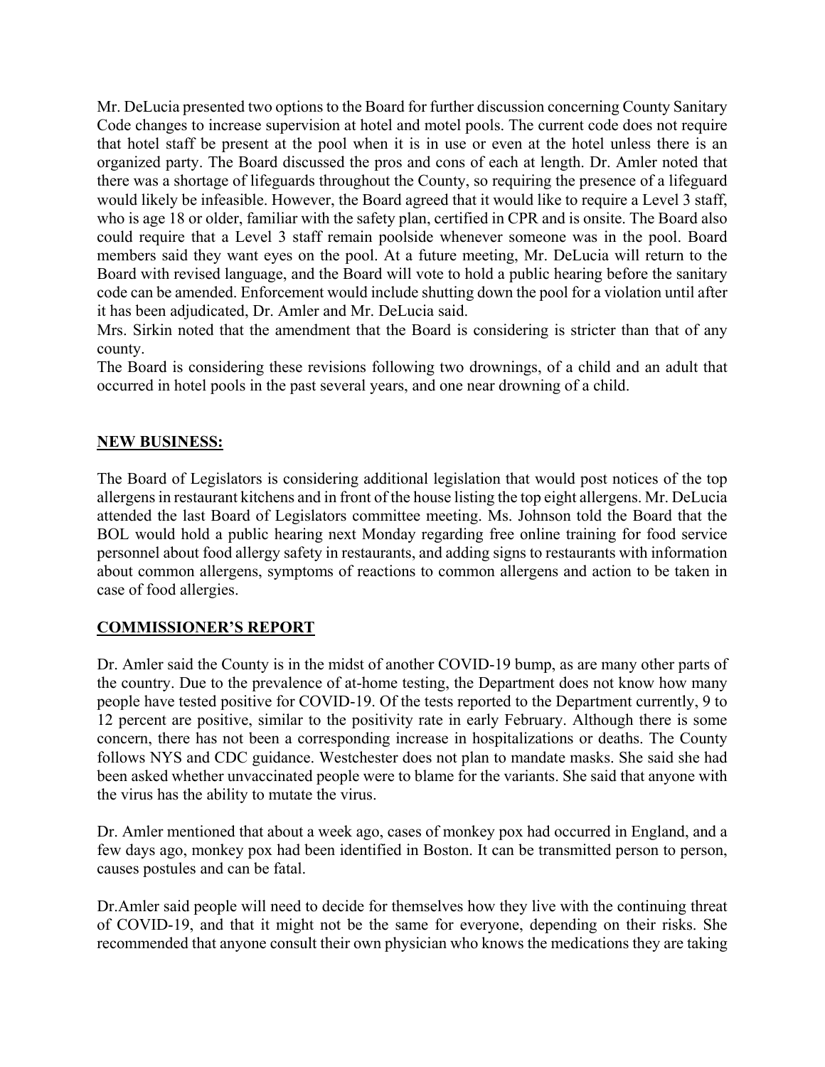Mr. DeLucia presented two options to the Board for further discussion concerning County Sanitary Code changes to increase supervision at hotel and motel pools. The current code does not require that hotel staff be present at the pool when it is in use or even at the hotel unless there is an organized party. The Board discussed the pros and cons of each at length. Dr. Amler noted that there was a shortage of lifeguards throughout the County, so requiring the presence of a lifeguard would likely be infeasible. However, the Board agreed that it would like to require a Level 3 staff, who is age 18 or older, familiar with the safety plan, certified in CPR and is onsite. The Board also could require that a Level 3 staff remain poolside whenever someone was in the pool. Board members said they want eyes on the pool. At a future meeting, Mr. DeLucia will return to the Board with revised language, and the Board will vote to hold a public hearing before the sanitary code can be amended. Enforcement would include shutting down the pool for a violation until after it has been adjudicated, Dr. Amler and Mr. DeLucia said.

Mrs. Sirkin noted that the amendment that the Board is considering is stricter than that of any county.

The Board is considering these revisions following two drownings, of a child and an adult that occurred in hotel pools in the past several years, and one near drowning of a child.

## NEW BUSINESS:

The Board of Legislators is considering additional legislation that would post notices of the top allergens in restaurant kitchens and in front of the house listing the top eight allergens. Mr. DeLucia attended the last Board of Legislators committee meeting. Ms. Johnson told the Board that the BOL would hold a public hearing next Monday regarding free online training for food service personnel about food allergy safety in restaurants, and adding signs to restaurants with information about common allergens, symptoms of reactions to common allergens and action to be taken in case of food allergies.

## COMMISSIONER'S REPORT

Dr. Amler said the County is in the midst of another COVID-19 bump, as are many other parts of the country. Due to the prevalence of at-home testing, the Department does not know how many people have tested positive for COVID-19. Of the tests reported to the Department currently, 9 to 12 percent are positive, similar to the positivity rate in early February. Although there is some concern, there has not been a corresponding increase in hospitalizations or deaths. The County follows NYS and CDC guidance. Westchester does not plan to mandate masks. She said she had been asked whether unvaccinated people were to blame for the variants. She said that anyone with the virus has the ability to mutate the virus.

Dr. Amler mentioned that about a week ago, cases of monkey pox had occurred in England, and a few days ago, monkey pox had been identified in Boston. It can be transmitted person to person, causes postules and can be fatal.

Dr.Amler said people will need to decide for themselves how they live with the continuing threat of COVID-19, and that it might not be the same for everyone, depending on their risks. She recommended that anyone consult their own physician who knows the medications they are taking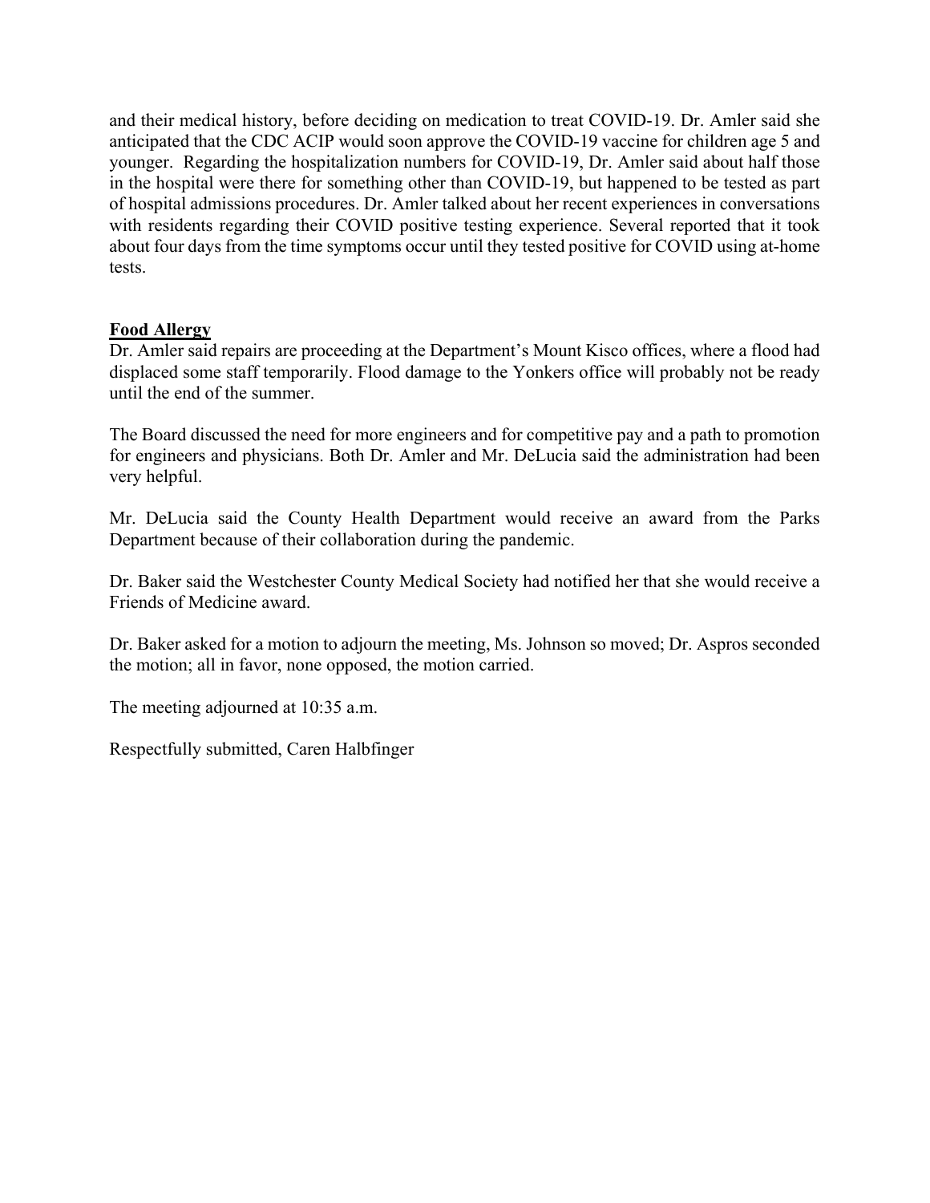and their medical history, before deciding on medication to treat COVID-19. Dr. Amler said she anticipated that the CDC ACIP would soon approve the COVID-19 vaccine for children age 5 and younger. Regarding the hospitalization numbers for COVID-19, Dr. Amler said about half those in the hospital were there for something other than COVID-19, but happened to be tested as part of hospital admissions procedures. Dr. Amler talked about her recent experiences in conversations with residents regarding their COVID positive testing experience. Several reported that it took about four days from the time symptoms occur until they tested positive for COVID using at-home tests.

**Food Allergy**

Dr. Amler said repairs are proceeding at the Department's Mount Kisco offices, where a flood had displaced some staff temporarily. Flood damage to the Yonkers office will probably not be ready until the end of the summer.

The Board discussed the need for more engineers and for competitive pay and a path to promotion for engineers and physicians. Both Dr. Amler and Mr. DeLucia said the administration had been very helpful.

Mr. DeLucia said the County Health Department would receive an award from the Parks Department because of their collaboration during the pandemic.

Dr. Baker said the Westchester County Medical Society had notified her that she would receive a Friends of Medicine award.

Dr. Baker asked for a motion to adjourn the meeting, Ms. Johnson so moved; Dr. Aspros seconded the motion; all in favor, none opposed, the motion carried.

The meeting adjourned at 10:35 a.m.

Respectfully submitted, Caren Halbfinger